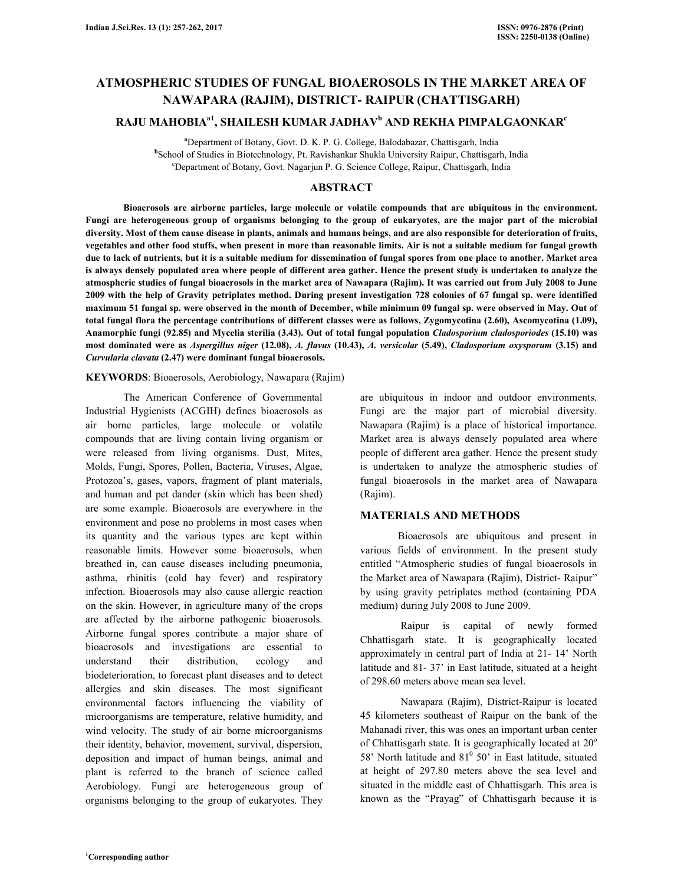# ATMOSPHERIC STUDIES OF FUNGAL BIOAEROSOLS IN THE MARKET AREA OF NAWAPARA (RAJIM), DISTRICT- RAIPUR (CHATTISGARH)

**RAJU MAHOBIA[a1], SHAILESH KUMAR JADHAV[b] AND REKHA PIMPALGAONKAR[c]**

[a]Department of Botany, Govt. D. K. P. G. College, Balodabazar, Chattisgarh, India
[b]School of Studies in Biotechnology, Pt. Ravishankar Shukla University Raipur, Chattisgarh, India
[c]Department of Botany, Govt. Nagarjun P. G. Science College, Raipur, Chattisgarh, India

## ABSTRACT

**Bioaerosols are airborne particles, large molecule or volatile compounds that are ubiquitous in the environment. Fungi are heterogeneous group of organisms belonging to the group of eukaryotes, are the major part of the microbial diversity. Most of them cause disease in plants, animals and humans beings, and are also responsible for deterioration of fruits, vegetables and other food stuffs, when present in more than reasonable limits. Air is not a suitable medium for fungal growth due to lack of nutrients, but it is a suitable medium for dissemination of fungal spores from one place to another. Market area is always densely populated area where people of different area gather. Hence the present study is undertaken to analyze the atmospheric studies of fungal bioaerosols in the market area of Nawapara (Rajim). It was carried out from July 2008 to June 2009 with the help of Gravity petriplates method. During present investigation 728 colonies of 67 fungal sp. were identified maximum 51 fungal sp. were observed in the month of December, while minimum 09 fungal sp. were observed in May. Out of total fungal flora the percentage contributions of different classes were as follows, Zygomycotina (2.60), Ascomycotina (1.09), Anamorphic fungi (92.85) and Mycelia sterilia (3.43). Out of total fungal population *Cladosporium cladosporiodes* (15.10) was most dominated were as *Aspergillus niger* (12.08), *A. flavus* (10.43), *A. versicolar* (5.49), *Cladosporium oxysporum* (3.15) and *Curvularia clavata* (2.47) were dominant fungal bioaerosols.**

**KEYWORDS**: Bioaerosols, Aerobiology, Nawapara (Rajim)

The American Conference of Governmental Industrial Hygienists (ACGIH) defines bioaerosols as air borne particles, large molecule or volatile compounds that are living contain living organism or were released from living organisms. Dust, Mites, Molds, Fungi, Spores, Pollen, Bacteria, Viruses, Algae, Protozoa's, gases, vapors, fragment of plant materials, and human and pet dander (skin which has been shed) are some example. Bioaerosols are everywhere in the environment and pose no problems in most cases when its quantity and the various types are kept within reasonable limits. However some bioaerosols, when breathed in, can cause diseases including pneumonia, asthma, rhinitis (cold hay fever) and respiratory infection. Bioaerosols may also cause allergic reaction on the skin. However, in agriculture many of the crops are affected by the airborne pathogenic bioaerosols. Airborne fungal spores contribute a major share of bioaerosols and investigations are essential to understand their distribution, ecology and biodeterioration, to forecast plant diseases and to detect allergies and skin diseases. The most significant environmental factors influencing the viability of microorganisms are temperature, relative humidity, and wind velocity. The study of air borne microorganisms their identity, behavior, movement, survival, dispersion, deposition and impact of human beings, animal and plant is referred to the branch of science called Aerobiology. Fungi are heterogeneous group of organisms belonging to the group of eukaryotes. They are ubiquitous in indoor and outdoor environments. Fungi are the major part of microbial diversity. Nawapara (Rajim) is a place of historical importance. Market area is always densely populated area where people of different area gather. Hence the present study is undertaken to analyze the atmospheric studies of fungal bioaerosols in the market area of Nawapara (Rajim).

## MATERIALS AND METHODS

Bioaerosols are ubiquitous and present in various fields of environment. In the present study entitled "Atmospheric studies of fungal bioaerosols in the Market area of Nawapara (Rajim), District- Raipur" by using gravity petriplates method (containing PDA medium) during July 2008 to June 2009.

Raipur is capital of newly formed Chhattisgarh state. It is geographically located approximately in central part of India at 21- 14' North latitude and 81- 37' in East latitude, situated at a height of 298.60 meters above mean sea level.

Nawapara (Rajim), District-Raipur is located 45 kilometers southeast of Raipur on the bank of the Mahanadi river, this was ones an important urban center of Chhattisgarh state. It is geographically located at $20^{o}$ 58' North latitude and $81^{0}$ 50' in East latitude, situated at height of 297.80 meters above the sea level and situated in the middle east of Chhattisgarh. This area is known as the "Prayag" of Chhattisgarh because it is

[1]Corresponding author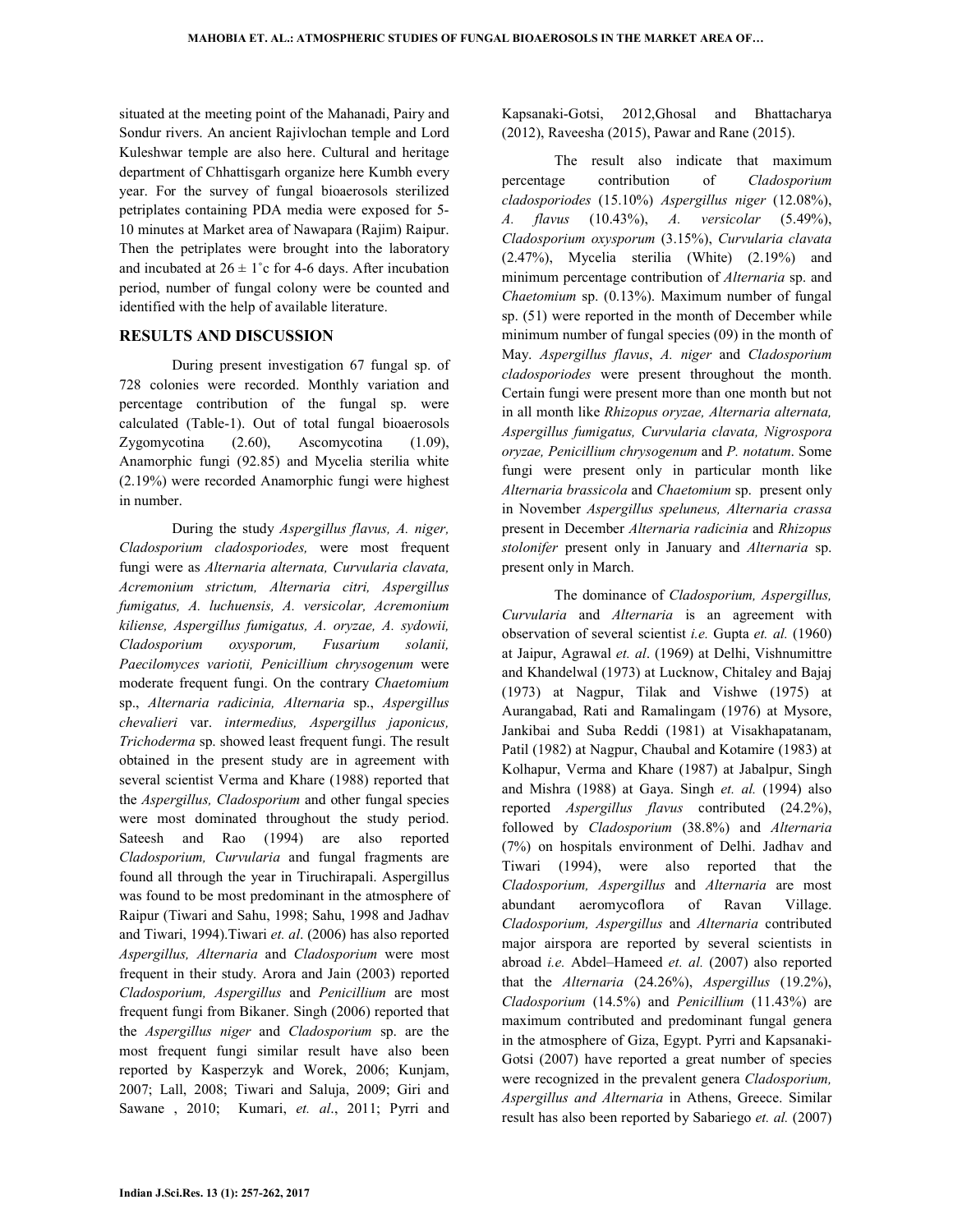situated at the meeting point of the Mahanadi, Pairy and Sondur rivers. An ancient Rajivlochan temple and Lord Kuleshwar temple are also here. Cultural and heritage department of Chhattisgarh organize here Kumbh every year. For the survey of fungal bioaerosols sterilized petriplates containing PDA media were exposed for 5-10 minutes at Market area of Nawapara (Rajim) Raipur. Then the petriplates were brought into the laboratory and incubated at 26 ± 1˚c for 4-6 days. After incubation period, number of fungal colony were be counted and identified with the help of available literature.

## RESULTS AND DISCUSSION

During present investigation 67 fungal sp. of 728 colonies were recorded. Monthly variation and percentage contribution of the fungal sp. were calculated (Table-1). Out of total fungal bioaerosols Zygomycotina (2.60), Ascomycotina (1.09), Anamorphic fungi (92.85) and Mycelia sterilia white (2.19%) were recorded Anamorphic fungi were highest in number.

During the study *Aspergillus flavus, A. niger, Cladosporium cladosporiodes,* were most frequent fungi were as *Alternaria alternata, Curvularia clavata, Acremonium strictum, Alternaria citri, Aspergillus fumigatus, A. luchuensis, A. versicolar, Acremonium kiliense, Aspergillus fumigatus, A. oryzae, A. sydowii, Cladosporium oxysporum, Fusarium solanii, Paecilomyces variotii, Penicillium chrysogenum* were moderate frequent fungi. On the contrary *Chaetomium* sp., *Alternaria radicinia, Alternaria* sp., *Aspergillus chevalieri* var. *intermedius, Aspergillus japonicus, Trichoderma* sp. showed least frequent fungi. The result obtained in the present study are in agreement with several scientist Verma and Khare (1988) reported that the *Aspergillus, Cladosporium* and other fungal species were most dominated throughout the study period. Sateesh and Rao (1994) are also reported *Cladosporium, Curvularia* and fungal fragments are found all through the year in Tiruchirapali. Aspergillus was found to be most predominant in the atmosphere of Raipur (Tiwari and Sahu, 1998; Sahu, 1998 and Jadhav and Tiwari, 1994).Tiwari *et. al*. (2006) has also reported *Aspergillus, Alternaria* and *Cladosporium* were most frequent in their study. Arora and Jain (2003) reported *Cladosporium, Aspergillus* and *Penicillium* are most frequent fungi from Bikaner. Singh (2006) reported that the *Aspergillus niger* and *Cladosporium* sp. are the most frequent fungi similar result have also been reported by Kasperzyk and Worek, 2006; Kunjam, 2007; Lall, 2008; Tiwari and Saluja, 2009; Giri and Sawane , 2010; Kumari, *et. al*., 2011; Pyrri and Kapsanaki-Gotsi, 2012,Ghosal and Bhattacharya (2012), Raveesha (2015), Pawar and Rane (2015).

The result also indicate that maximum percentage contribution of *Cladosporium cladosporiodes* (15.10%) *Aspergillus niger* (12.08%), *A. flavus* (10.43%), *A. versicolar* (5.49%), *Cladosporium oxysporum* (3.15%), *Curvularia clavata* (2.47%), Mycelia sterilia (White) (2.19%) and minimum percentage contribution of *Alternaria* sp. and *Chaetomium* sp. (0.13%). Maximum number of fungal sp. (51) were reported in the month of December while minimum number of fungal species (09) in the month of May. *Aspergillus flavus*, *A. niger* and *Cladosporium cladosporiodes* were present throughout the month. Certain fungi were present more than one month but not in all month like *Rhizopus oryzae, Alternaria alternata, Aspergillus fumigatus, Curvularia clavata, Nigrospora oryzae, Penicillium chrysogenum* and *P. notatum*. Some fungi were present only in particular month like *Alternaria brassicola* and *Chaetomium* sp. present only in November *Aspergillus speluneus, Alternaria crassa* present in December *Alternaria radicinia* and *Rhizopus stolonifer* present only in January and *Alternaria* sp. present only in March.

The dominance of *Cladosporium, Aspergillus, Curvularia* and *Alternaria* is an agreement with observation of several scientist *i.e.* Gupta *et. al.* (1960) at Jaipur, Agrawal *et. al*. (1969) at Delhi, Vishnumittre and Khandelwal (1973) at Lucknow, Chitaley and Bajaj (1973) at Nagpur, Tilak and Vishwe (1975) at Aurangabad, Rati and Ramalingam (1976) at Mysore, Jankibai and Suba Reddi (1981) at Visakhapatanam, Patil (1982) at Nagpur, Chaubal and Kotamire (1983) at Kolhapur, Verma and Khare (1987) at Jabalpur, Singh and Mishra (1988) at Gaya. Singh *et. al.* (1994) also reported *Aspergillus flavus* contributed (24.2%), followed by *Cladosporium* (38.8%) and *Alternaria* (7%) on hospitals environment of Delhi. Jadhav and Tiwari (1994), were also reported that the *Cladosporium, Aspergillus* and *Alternaria* are most abundant aeromycoflora of Ravan Village. *Cladosporium, Aspergillus* and *Alternaria* contributed major airspora are reported by several scientists in abroad *i.e.* Abdel–Hameed *et. al.* (2007) also reported that the *Alternaria* (24.26%), *Aspergillus* (19.2%), *Cladosporium* (14.5%) and *Penicillium* (11.43%) are maximum contributed and predominant fungal genera in the atmosphere of Giza, Egypt. Pyrri and Kapsanaki-Gotsi (2007) have reported a great number of species were recognized in the prevalent genera *Cladosporium, Aspergillus and Alternaria* in Athens, Greece. Similar result has also been reported by Sabariego *et. al.* (2007)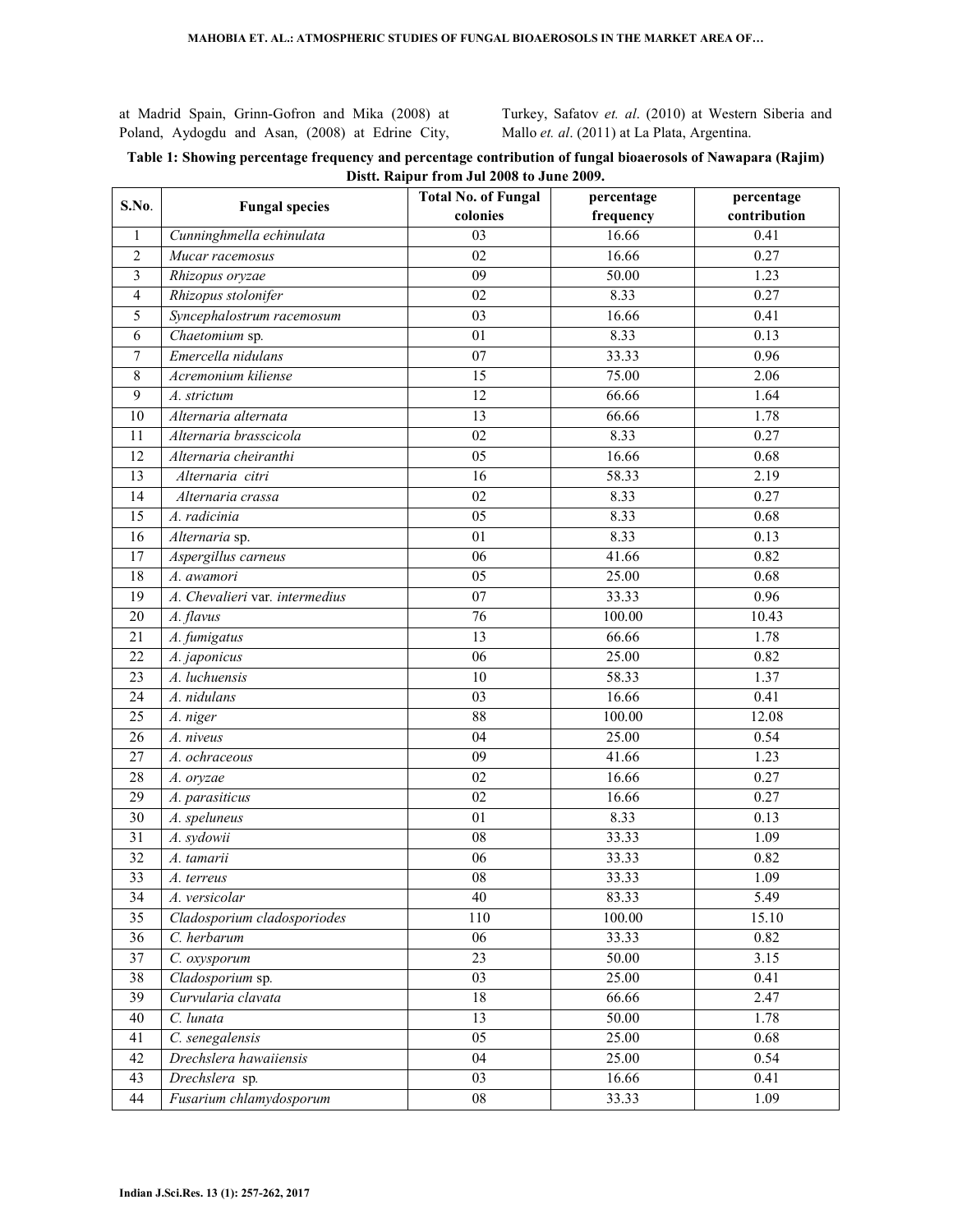at Madrid Spain, Grinn-Gofron and Mika (2008) at Poland, Aydogdu and Asan, (2008) at Edrine City, Turkey, Safatov *et. al*. (2010) at Western Siberia and Mallo *et. al*. (2011) at La Plata, Argentina.

**Table 1: Showing percentage frequency and percentage contribution of fungal bioaerosols of Nawapara (Rajim) Distt. Raipur from Jul 2008 to June 2009.**

| S.No. | Fungal species | Total No. of Fungal colonies | percentage frequency | percentage contribution |
|---|---|---|---|---|
| 1 | *Cunninghmella echinulata* | 03 | 16.66 | 0.41 |
| 2 | *Mucar racemosus* | 02 | 16.66 | 0.27 |
| 3 | *Rhizopus oryzae* | 09 | 50.00 | 1.23 |
| 4 | *Rhizopus stolonifer* | 02 | 8.33 | 0.27 |
| 5 | *Syncephalostrum racemosum* | 03 | 16.66 | 0.41 |
| 6 | *Chaetomium* sp. | 01 | 8.33 | 0.13 |
| 7 | *Emercella nidulans* | 07 | 33.33 | 0.96 |
| 8 | *Acremonium kiliense* | 15 | 75.00 | 2.06 |
| 9 | *A. strictum* | 12 | 66.66 | 1.64 |
| 10 | *Alternaria alternata* | 13 | 66.66 | 1.78 |
| 11 | *Alternaria brasscicola* | 02 | 8.33 | 0.27 |
| 12 | *Alternaria cheiranthi* | 05 | 16.66 | 0.68 |
| 13 | *Alternaria citri* | 16 | 58.33 | 2.19 |
| 14 | *Alternaria crassa* | 02 | 8.33 | 0.27 |
| 15 | *A. radicinia* | 05 | 8.33 | 0.68 |
| 16 | *Alternaria* sp. | 01 | 8.33 | 0.13 |
| 17 | *Aspergillus carneus* | 06 | 41.66 | 0.82 |
| 18 | *A. awamori* | 05 | 25.00 | 0.68 |
| 19 | *A. Chevalieri* var. *intermedius* | 07 | 33.33 | 0.96 |
| 20 | *A. flavus* | 76 | 100.00 | 10.43 |
| 21 | *A. fumigatus* | 13 | 66.66 | 1.78 |
| 22 | *A. japonicus* | 06 | 25.00 | 0.82 |
| 23 | *A. luchuensis* | 10 | 58.33 | 1.37 |
| 24 | *A. nidulans* | 03 | 16.66 | 0.41 |
| 25 | *A. niger* | 88 | 100.00 | 12.08 |
| 26 | *A. niveus* | 04 | 25.00 | 0.54 |
| 27 | *A. ochraceous* | 09 | 41.66 | 1.23 |
| 28 | *A. oryzae* | 02 | 16.66 | 0.27 |
| 29 | *A. parasiticus* | 02 | 16.66 | 0.27 |
| 30 | *A. speluneus* | 01 | 8.33 | 0.13 |
| 31 | *A. sydowii* | 08 | 33.33 | 1.09 |
| 32 | *A. tamarii* | 06 | 33.33 | 0.82 |
| 33 | *A. terreus* | 08 | 33.33 | 1.09 |
| 34 | *A. versicolar* | 40 | 83.33 | 5.49 |
| 35 | *Cladosporium cladosporiodes* | 110 | 100.00 | 15.10 |
| 36 | *C. herbarum* | 06 | 33.33 | 0.82 |
| 37 | *C. oxysporum* | 23 | 50.00 | 3.15 |
| 38 | *Cladosporium* sp. | 03 | 25.00 | 0.41 |
| 39 | *Curvularia clavata* | 18 | 66.66 | 2.47 |
| 40 | *C. lunata* | 13 | 50.00 | 1.78 |
| 41 | *C. senegalensis* | 05 | 25.00 | 0.68 |
| 42 | *Drechslera hawaiiensis* | 04 | 25.00 | 0.54 |
| 43 | *Drechslera* sp. | 03 | 16.66 | 0.41 |
| 44 | *Fusarium chlamydosporum* | 08 | 33.33 | 1.09 |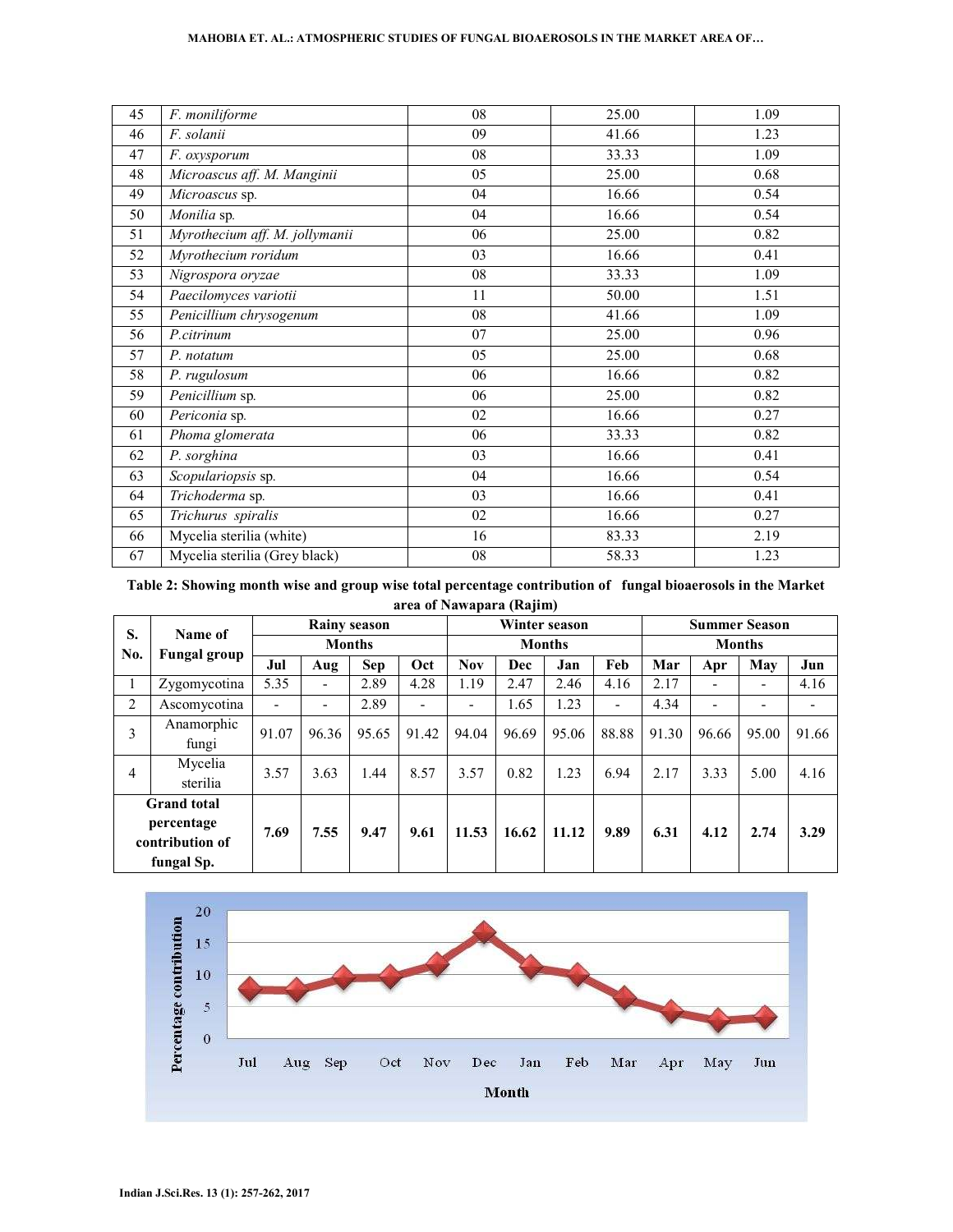| 45 | *F. moniliforme* | 08 | 25.00 | 1.09 |
|---|---|---|---|---|
| 46 | *F. solanii* | 09 | 41.66 | 1.23 |
| 47 | *F. oxysporum* | 08 | 33.33 | 1.09 |
| 48 | *Microascus aff. M. Manginii* | 05 | 25.00 | 0.68 |
| 49 | *Microascus* sp. | 04 | 16.66 | 0.54 |
| 50 | *Monilia* sp. | 04 | 16.66 | 0.54 |
| 51 | *Myrothecium aff. M. jollymanii* | 06 | 25.00 | 0.82 |
| 52 | *Myrothecium roridum* | 03 | 16.66 | 0.41 |
| 53 | *Nigrospora oryzae* | 08 | 33.33 | 1.09 |
| 54 | *Paecilomyces variotii* | 11 | 50.00 | 1.51 |
| 55 | *Penicillium chrysogenum* | 08 | 41.66 | 1.09 |
| 56 | *P.citrinum* | 07 | 25.00 | 0.96 |
| 57 | *P. notatum* | 05 | 25.00 | 0.68 |
| 58 | *P. rugulosum* | 06 | 16.66 | 0.82 |
| 59 | *Penicillium* sp. | 06 | 25.00 | 0.82 |
| 60 | *Periconia* sp. | 02 | 16.66 | 0.27 |
| 61 | *Phoma glomerata* | 06 | 33.33 | 0.82 |
| 62 | *P. sorghina* | 03 | 16.66 | 0.41 |
| 63 | *Scopulariopsis* sp. | 04 | 16.66 | 0.54 |
| 64 | *Trichoderma* sp. | 03 | 16.66 | 0.41 |
| 65 | *Trichurus spiralis* | 02 | 16.66 | 0.27 |
| 66 | Mycelia sterilia (white) | 16 | 83.33 | 2.19 |
| 67 | Mycelia sterilia (Grey black) | 08 | 58.33 | 1.23 |

**Table 2: Showing month wise and group wise total percentage contribution of fungal bioaerosols in the Market area of Nawapara (Rajim)**

| S. No. | Name of Fungal group | Rainy season | | | | Winter season | | | | Summer Season | | | |
|---|---|---|---|---|---|---|---|---|---|---|---|---|---|
| | | Months | | | | Months | | | | Months | | | |
| | | Jul | Aug | Sep | Oct | Nov | Dec | Jan | Feb | Mar | Apr | May | Jun |
| 1 | Zygomycotina | 5.35 | - | 2.89 | 4.28 | 1.19 | 2.47 | 2.46 | 4.16 | 2.17 | - | - | 4.16 |
| 2 | Ascomycotina | - | - | 2.89 | - | - | 1.65 | 1.23 | - | 4.34 | - | - | - |
| 3 | Anamorphic fungi | 91.07 | 96.36 | 95.65 | 91.42 | 94.04 | 96.69 | 95.06 | 88.88 | 91.30 | 96.66 | 95.00 | 91.66 |
| 4 | Mycelia sterilia | 3.57 | 3.63 | 1.44 | 8.57 | 3.57 | 0.82 | 1.23 | 6.94 | 2.17 | 3.33 | 5.00 | 4.16 |
| **Grand total percentage contribution of fungal Sp.** | | **7.69** | **7.55** | **9.47** | **9.61** | **11.53** | **16.62** | **11.12** | **9.89** | **6.31** | **4.12** | **2.74** | **3.29** |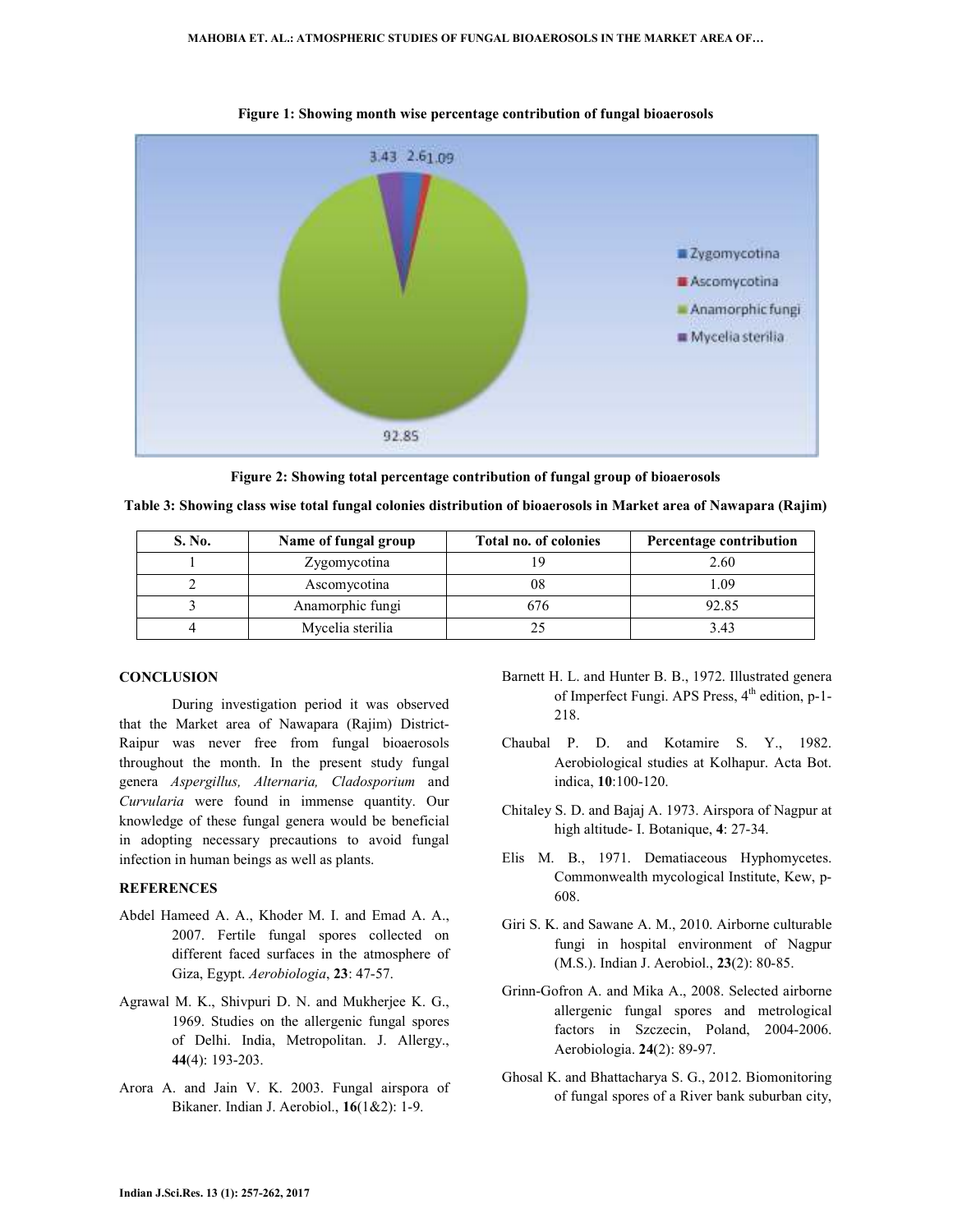**Figure 1: Showing month wise percentage contribution of fungal bioaerosols**

**Figure 2: Showing total percentage contribution of fungal group of bioaerosols**

**Table 3: Showing class wise total fungal colonies distribution of bioaerosols in Market area of Nawapara (Rajim)**

| S. No. | Name of fungal group | Total no. of colonies | Percentage contribution |
|---|---|---|---|
| 1 | Zygomycotina | 19 | 2.60 |
| 2 | Ascomycotina | 08 | 1.09 |
| 3 | Anamorphic fungi | 676 | 92.85 |
| 4 | Mycelia sterilia | 25 | 3.43 |

## CONCLUSION

During investigation period it was observed that the Market area of Nawapara (Rajim) District-Raipur was never free from fungal bioaerosols throughout the month. In the present study fungal genera *Aspergillus, Alternaria, Cladosporium* and *Curvularia* were found in immense quantity. Our knowledge of these fungal genera would be beneficial in adopting necessary precautions to avoid fungal infection in human beings as well as plants.

## REFERENCES

Abdel Hameed A. A., Khoder M. I. and Emad A. A., 2007. Fertile fungal spores collected on different faced surfaces in the atmosphere of Giza, Egypt. *Aerobiologia*, **23**: 47-57.

Agrawal M. K., Shivpuri D. N. and Mukherjee K. G., 1969. Studies on the allergenic fungal spores of Delhi. India, Metropolitan. J. Allergy., **44**(4): 193-203.

Arora A. and Jain V. K. 2003. Fungal airspora of Bikaner. Indian J. Aerobiol., **16**(1&2): 1-9.

Barnett H. L. and Hunter B. B., 1972. Illustrated genera of Imperfect Fungi. APS Press, 4th edition, p-1-218.

Chaubal P. D. and Kotamire S. Y., 1982. Aerobiological studies at Kolhapur. Acta Bot. indica, **10**:100-120.

Chitaley S. D. and Bajaj A. 1973. Airspora of Nagpur at high altitude- I. Botanique, **4**: 27-34.

Elis M. B., 1971. Dematiaceous Hyphomycetes. Commonwealth mycological Institute, Kew, p-608.

Giri S. K. and Sawane A. M., 2010. Airborne culturable fungi in hospital environment of Nagpur (M.S.). Indian J. Aerobiol., **23**(2): 80-85.

Grinn-Gofron A. and Mika A., 2008. Selected airborne allergenic fungal spores and metrological factors in Szczecin, Poland, 2004-2006. Aerobiologia. **24**(2): 89-97.

Ghosal K. and Bhattacharya S. G., 2012. Biomonitoring of fungal spores of a River bank suburban city,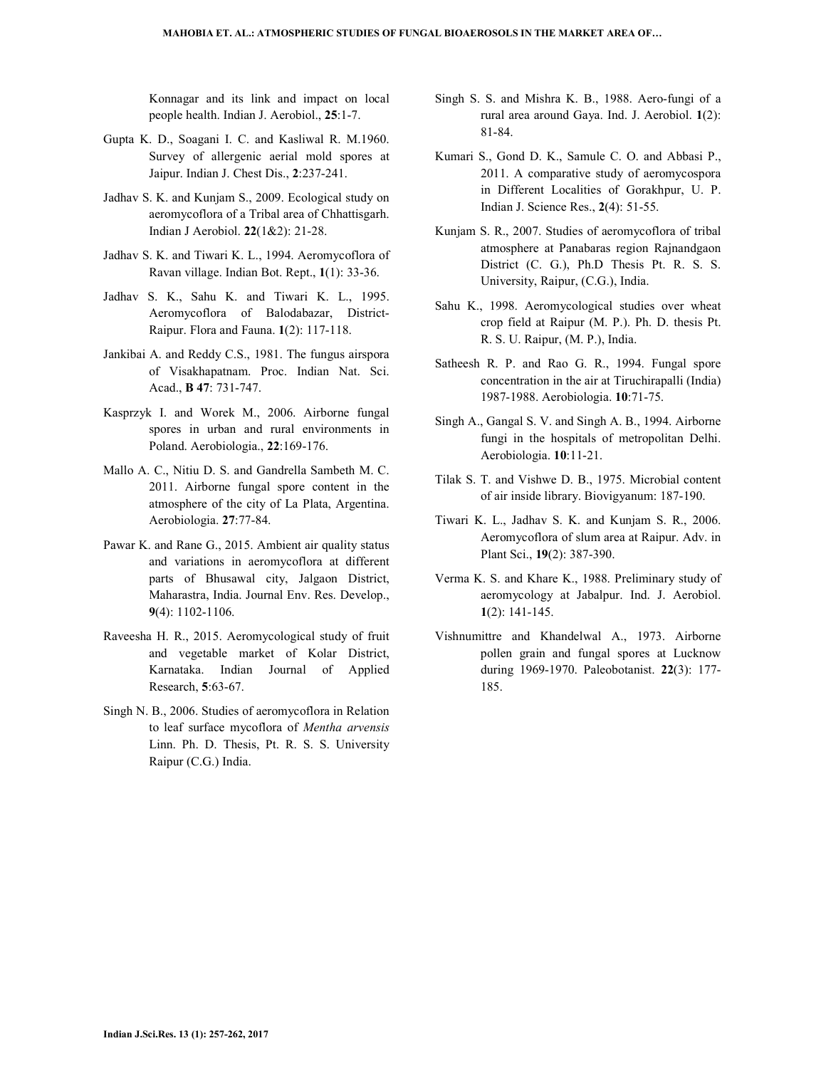Konnagar and its link and impact on local people health. Indian J. Aerobiol., **25**:1-7.

Gupta K. D., Soagani I. C. and Kasliwal R. M.1960. Survey of allergenic aerial mold spores at Jaipur. Indian J. Chest Dis., **2**:237-241.

Jadhav S. K. and Kunjam S., 2009. Ecological study on aeromycoflora of a Tribal area of Chhattisgarh. Indian J Aerobiol. **22**(1&2): 21-28.

Jadhav S. K. and Tiwari K. L., 1994. Aeromycoflora of Ravan village. Indian Bot. Rept., **1**(1): 33-36.

Jadhav S. K., Sahu K. and Tiwari K. L., 1995. Aeromycoflora of Balodabazar, District-Raipur. Flora and Fauna. **1**(2): 117-118.

Jankibai A. and Reddy C.S., 1981. The fungus airspora of Visakhapatnam. Proc. Indian Nat. Sci. Acad., **B 47**: 731-747.

Kasprzyk I. and Worek M., 2006. Airborne fungal spores in urban and rural environments in Poland. Aerobiologia., **22**:169-176.

Mallo A. C., Nitiu D. S. and Gandrella Sambeth M. C. 2011. Airborne fungal spore content in the atmosphere of the city of La Plata, Argentina. Aerobiologia. **27**:77-84.

Pawar K. and Rane G., 2015. Ambient air quality status and variations in aeromycoflora at different parts of Bhusawal city, Jalgaon District, Maharastra, India. Journal Env. Res. Develop., **9**(4): 1102-1106.

Raveesha H. R., 2015. Aeromycological study of fruit and vegetable market of Kolar District, Karnataka. Indian Journal of Applied Research, **5**:63-67.

Singh N. B., 2006. Studies of aeromycoflora in Relation to leaf surface mycoflora of *Mentha arvensis* Linn. Ph. D. Thesis, Pt. R. S. S. University Raipur (C.G.) India.

Singh S. S. and Mishra K. B., 1988. Aero-fungi of a rural area around Gaya. Ind. J. Aerobiol. **1**(2): 81-84.

Kumari S., Gond D. K., Samule C. O. and Abbasi P., 2011. A comparative study of aeromycospora in Different Localities of Gorakhpur, U. P. Indian J. Science Res., **2**(4): 51-55.

Kunjam S. R., 2007. Studies of aeromycoflora of tribal atmosphere at Panabaras region Rajnandgaon District (C. G.), Ph.D Thesis Pt. R. S. S. University, Raipur, (C.G.), India.

Sahu K., 1998. Aeromycological studies over wheat crop field at Raipur (M. P.). Ph. D. thesis Pt. R. S. U. Raipur, (M. P.), India.

Satheesh R. P. and Rao G. R., 1994. Fungal spore concentration in the air at Tiruchirapalli (India) 1987-1988. Aerobiologia. **10**:71-75.

Singh A., Gangal S. V. and Singh A. B., 1994. Airborne fungi in the hospitals of metropolitan Delhi. Aerobiologia. **10**:11-21.

Tilak S. T. and Vishwe D. B., 1975. Microbial content of air inside library. Biovigyanum: 187-190.

Tiwari K. L., Jadhav S. K. and Kunjam S. R., 2006. Aeromycoflora of slum area at Raipur. Adv. in Plant Sci., **19**(2): 387-390.

Verma K. S. and Khare K., 1988. Preliminary study of aeromycology at Jabalpur. Ind. J. Aerobiol. **1**(2): 141-145.

Vishnumittre and Khandelwal A., 1973. Airborne pollen grain and fungal spores at Lucknow during 1969-1970. Paleobotanist. **22**(3): 177-185.